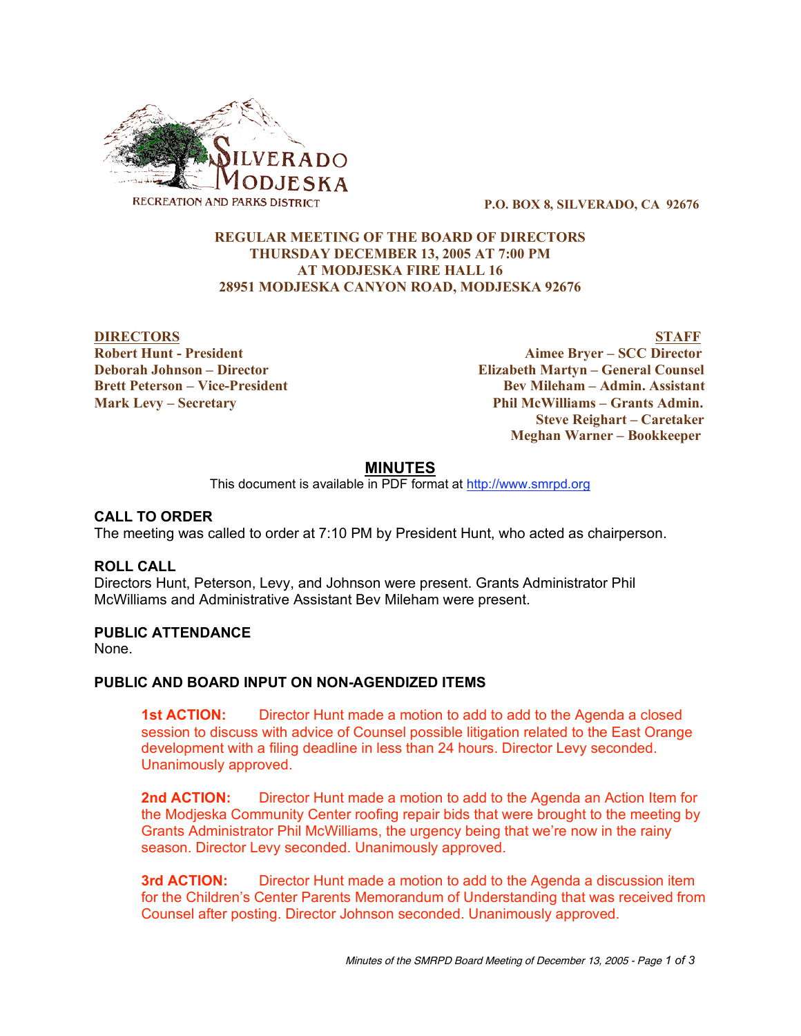SILVERADO MODJESKA
RECREATION AND PARKS DISTRICT

**P.O. BOX 8, SILVERADO, CA 92676**

**REGULAR MEETING OF THE BOARD OF DIRECTORS**
**THURSDAY DECEMBER 13, 2005 AT 7:00 PM**
**AT MODJESKA FIRE HALL 16**
**28951 MODJESKA CANYON ROAD, MODJESKA 92676**

| **DIRECTORS** | **STAFF** |
|---|---|
| **Robert Hunt - President** | **Aimee Bryer – SCC Director** |
| **Deborah Johnson – Director** | **Elizabeth Martyn – General Counsel** |
| **Brett Peterson – Vice-President** | **Bev Mileham – Admin. Assistant** |
| **Mark Levy – Secretary** | **Phil McWilliams – Grants Admin.** |
| | **Steve Reighart – Caretaker** |
| | **Meghan Warner – Bookkeeper** |

# MINUTES

This document is available in PDF format at http://www.smrpd.org

## CALL TO ORDER

The meeting was called to order at 7:10 PM by President Hunt, who acted as chairperson.

## ROLL CALL

Directors Hunt, Peterson, Levy, and Johnson were present. Grants Administrator Phil McWilliams and Administrative Assistant Bev Mileham were present.

## PUBLIC ATTENDANCE

None.

## PUBLIC AND BOARD INPUT ON NON-AGENDIZED ITEMS

**1st ACTION:** Director Hunt made a motion to add to add to the Agenda a closed session to discuss with advice of Counsel possible litigation related to the East Orange development with a filing deadline in less than 24 hours. Director Levy seconded. Unanimously approved.

**2nd ACTION:** Director Hunt made a motion to add to the Agenda an Action Item for the Modjeska Community Center roofing repair bids that were brought to the meeting by Grants Administrator Phil McWilliams, the urgency being that we're now in the rainy season. Director Levy seconded. Unanimously approved.

**3rd ACTION:** Director Hunt made a motion to add to the Agenda a discussion item for the Children's Center Parents Memorandum of Understanding that was received from Counsel after posting. Director Johnson seconded. Unanimously approved.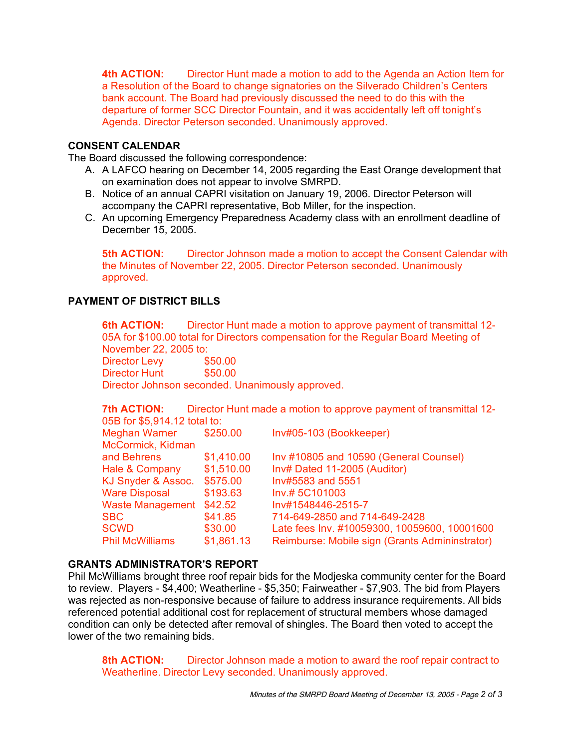**4th ACTION:** Director Hunt made a motion to add to the Agenda an Action Item for a Resolution of the Board to change signatories on the Silverado Children's Centers bank account. The Board had previously discussed the need to do this with the departure of former SCC Director Fountain, and it was accidentally left off tonight's Agenda. Director Peterson seconded. Unanimously approved.

## CONSENT CALENDAR

The Board discussed the following correspondence:

A. A LAFCO hearing on December 14, 2005 regarding the East Orange development that on examination does not appear to involve SMRPD.
B. Notice of an annual CAPRI visitation on January 19, 2006. Director Peterson will accompany the CAPRI representative, Bob Miller, for the inspection.
C. An upcoming Emergency Preparedness Academy class with an enrollment deadline of December 15, 2005.

**5th ACTION:** Director Johnson made a motion to accept the Consent Calendar with the Minutes of November 22, 2005. Director Peterson seconded. Unanimously approved.

## PAYMENT OF DISTRICT BILLS

**6th ACTION:** Director Hunt made a motion to approve payment of transmittal 12-05A for $100.00 total for Directors compensation for the Regular Board Meeting of November 22, 2005 to:

| | |
|---|---|
| Director Levy | $50.00 |
| Director Hunt | $50.00 |

Director Johnson seconded. Unanimously approved.

**7th ACTION:** Director Hunt made a motion to approve payment of transmittal 12-05B for $5,914.12 total to:

| | | |
|---|---|---|
| Meghan Warner | $250.00 | Inv#05-103 (Bookkeeper) |
| McCormick, Kidman and Behrens | $1,410.00 | Inv #10805 and 10590 (General Counsel) |
| Hale & Company | $1,510.00 | Inv# Dated 11-2005 (Auditor) |
| KJ Snyder & Assoc. | $575.00 | Inv#5583 and 5551 |
| Ware Disposal | $193.63 | Inv.# 5C101003 |
| Waste Management | $42.52 | Inv#1548446-2515-7 |
| SBC | $41.85 | 714-649-2850 and 714-649-2428 |
| SCWD | $30.00 | Late fees Inv. #10059300, 10059600, 10001600 |
| Phil McWilliams | $1,861.13 | Reimburse: Mobile sign (Grants Admininstrator) |

## GRANTS ADMINISTRATOR'S REPORT

Phil McWilliams brought three roof repair bids for the Modjeska community center for the Board to review. Players - $4,400; Weatherline - $5,350; Fairweather - $7,903. The bid from Players was rejected as non-responsive because of failure to address insurance requirements. All bids referenced potential additional cost for replacement of structural members whose damaged condition can only be detected after removal of shingles. The Board then voted to accept the lower of the two remaining bids.

**8th ACTION:** Director Johnson made a motion to award the roof repair contract to Weatherline. Director Levy seconded. Unanimously approved.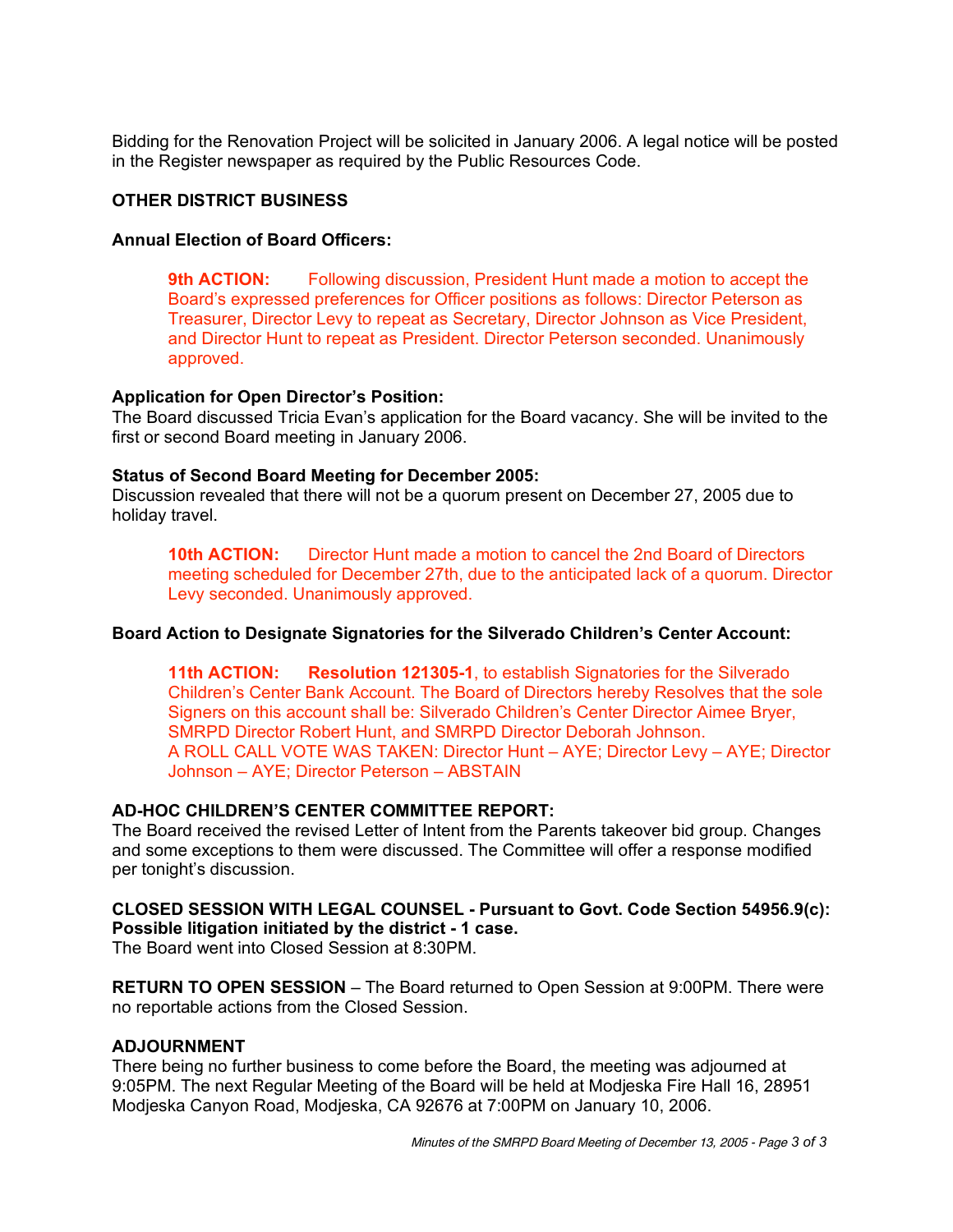Bidding for the Renovation Project will be solicited in January 2006. A legal notice will be posted in the Register newspaper as required by the Public Resources Code.

**OTHER DISTRICT BUSINESS**

**Annual Election of Board Officers:**

> **9th ACTION:** Following discussion, President Hunt made a motion to accept the Board's expressed preferences for Officer positions as follows: Director Peterson as Treasurer, Director Levy to repeat as Secretary, Director Johnson as Vice President, and Director Hunt to repeat as President. Director Peterson seconded. Unanimously approved.

**Application for Open Director's Position:**
The Board discussed Tricia Evan's application for the Board vacancy. She will be invited to the first or second Board meeting in January 2006.

**Status of Second Board Meeting for December 2005:**
Discussion revealed that there will not be a quorum present on December 27, 2005 due to holiday travel.

> **10th ACTION:** Director Hunt made a motion to cancel the 2nd Board of Directors meeting scheduled for December 27th, due to the anticipated lack of a quorum. Director Levy seconded. Unanimously approved.

**Board Action to Designate Signatories for the Silverado Children's Center Account:**

> **11th ACTION:** **Resolution 121305-1**, to establish Signatories for the Silverado Children's Center Bank Account. The Board of Directors hereby Resolves that the sole Signers on this account shall be: Silverado Children's Center Director Aimee Bryer, SMRPD Director Robert Hunt, and SMRPD Director Deborah Johnson.
> A ROLL CALL VOTE WAS TAKEN: Director Hunt – AYE; Director Levy – AYE; Director Johnson – AYE; Director Peterson – ABSTAIN

**AD-HOC CHILDREN'S CENTER COMMITTEE REPORT:**
The Board received the revised Letter of Intent from the Parents takeover bid group. Changes and some exceptions to them were discussed. The Committee will offer a response modified per tonight's discussion.

**CLOSED SESSION WITH LEGAL COUNSEL - Pursuant to Govt. Code Section 54956.9(c): Possible litigation initiated by the district - 1 case.**
The Board went into Closed Session at 8:30PM.

**RETURN TO OPEN SESSION** – The Board returned to Open Session at 9:00PM. There were no reportable actions from the Closed Session.

**ADJOURNMENT**
There being no further business to come before the Board, the meeting was adjourned at 9:05PM. The next Regular Meeting of the Board will be held at Modjeska Fire Hall 16, 28951 Modjeska Canyon Road, Modjeska, CA 92676 at 7:00PM on January 10, 2006.